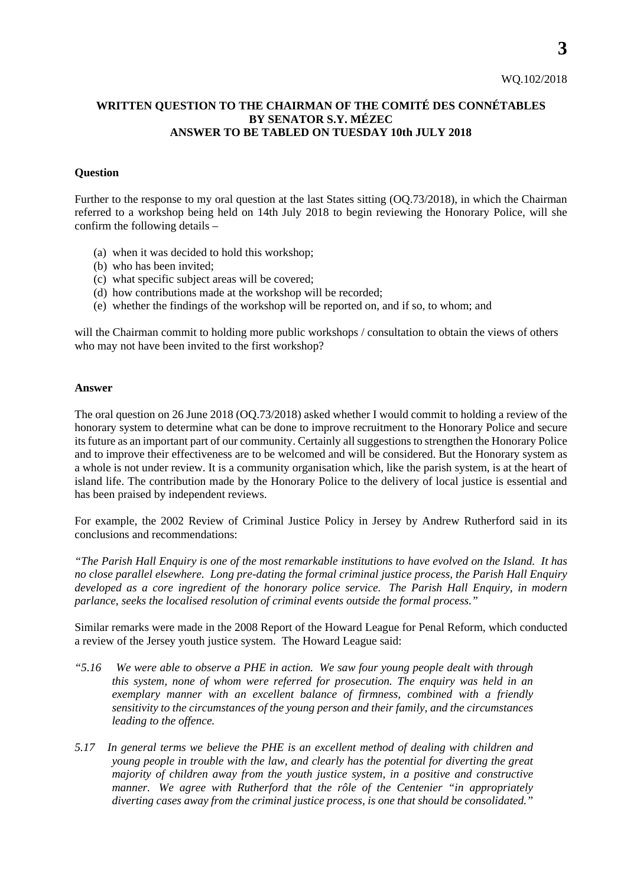WQ.102/2018

**WRITTEN QUESTION TO THE CHAIRMAN OF THE COMITÉ DES CONNÉTABLES BY SENATOR S.Y. MÉZEC ANSWER TO BE TABLED ON TUESDAY 10th JULY 2018**

**Question**

Further to the response to my oral question at the last States sitting (OQ.73/2018), in which the Chairman referred to a workshop being held on 14th July 2018 to begin reviewing the Honorary Police, will she confirm the following details –

(a) when it was decided to hold this workshop;
(b) who has been invited;
(c) what specific subject areas will be covered;
(d) how contributions made at the workshop will be recorded;
(e) whether the findings of the workshop will be reported on, and if so, to whom; and

will the Chairman commit to holding more public workshops / consultation to obtain the views of others who may not have been invited to the first workshop?

**Answer**

The oral question on 26 June 2018 (OQ.73/2018) asked whether I would commit to holding a review of the honorary system to determine what can be done to improve recruitment to the Honorary Police and secure its future as an important part of our community. Certainly all suggestions to strengthen the Honorary Police and to improve their effectiveness are to be welcomed and will be considered. But the Honorary system as a whole is not under review. It is a community organisation which, like the parish system, is at the heart of island life. The contribution made by the Honorary Police to the delivery of local justice is essential and has been praised by independent reviews.

For example, the 2002 Review of Criminal Justice Policy in Jersey by Andrew Rutherford said in its conclusions and recommendations:

*"The Parish Hall Enquiry is one of the most remarkable institutions to have evolved on the Island. It has no close parallel elsewhere. Long pre-dating the formal criminal justice process, the Parish Hall Enquiry developed as a core ingredient of the honorary police service. The Parish Hall Enquiry, in modern parlance, seeks the localised resolution of criminal events outside the formal process."*

Similar remarks were made in the 2008 Report of the Howard League for Penal Reform, which conducted a review of the Jersey youth justice system. The Howard League said:

*"5.16 We were able to observe a PHE in action. We saw four young people dealt with through this system, none of whom were referred for prosecution. The enquiry was held in an exemplary manner with an excellent balance of firmness, combined with a friendly sensitivity to the circumstances of the young person and their family, and the circumstances leading to the offence.*

*5.17 In general terms we believe the PHE is an excellent method of dealing with children and young people in trouble with the law, and clearly has the potential for diverting the great majority of children away from the youth justice system, in a positive and constructive manner. We agree with Rutherford that the rôle of the Centenier "in appropriately diverting cases away from the criminal justice process, is one that should be consolidated."*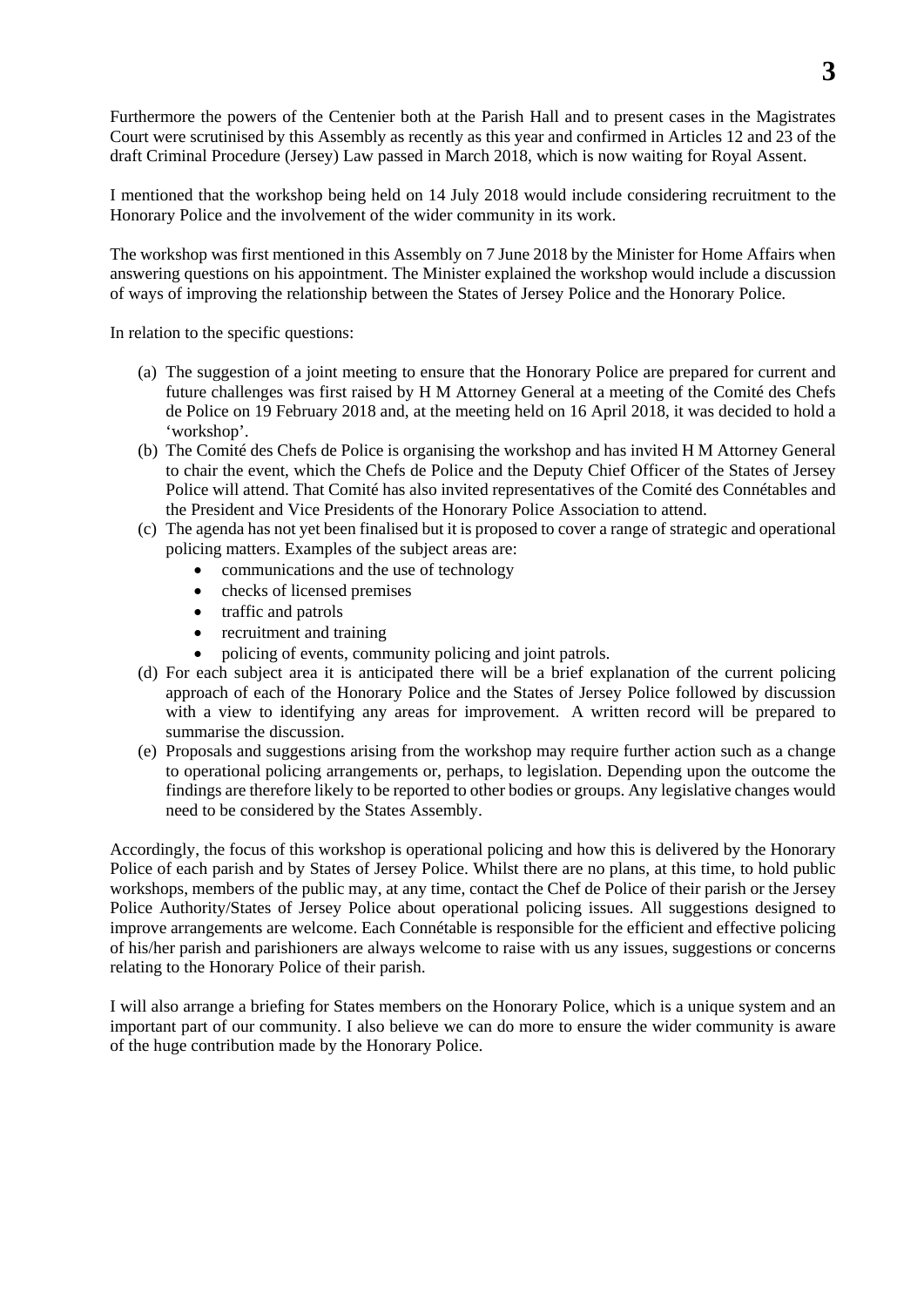Furthermore the powers of the Centenier both at the Parish Hall and to present cases in the Magistrates Court were scrutinised by this Assembly as recently as this year and confirmed in Articles 12 and 23 of the draft Criminal Procedure (Jersey) Law passed in March 2018, which is now waiting for Royal Assent.

I mentioned that the workshop being held on 14 July 2018 would include considering recruitment to the Honorary Police and the involvement of the wider community in its work.

The workshop was first mentioned in this Assembly on 7 June 2018 by the Minister for Home Affairs when answering questions on his appointment. The Minister explained the workshop would include a discussion of ways of improving the relationship between the States of Jersey Police and the Honorary Police.

In relation to the specific questions:

(a) The suggestion of a joint meeting to ensure that the Honorary Police are prepared for current and future challenges was first raised by H M Attorney General at a meeting of the Comité des Chefs de Police on 19 February 2018 and, at the meeting held on 16 April 2018, it was decided to hold a 'workshop'.

(b) The Comité des Chefs de Police is organising the workshop and has invited H M Attorney General to chair the event, which the Chefs de Police and the Deputy Chief Officer of the States of Jersey Police will attend. That Comité has also invited representatives of the Comité des Connétables and the President and Vice Presidents of the Honorary Police Association to attend.

(c) The agenda has not yet been finalised but it is proposed to cover a range of strategic and operational policing matters. Examples of the subject areas are:
    - communications and the use of technology
    - checks of licensed premises
    - traffic and patrols
    - recruitment and training
    - policing of events, community policing and joint patrols.

(d) For each subject area it is anticipated there will be a brief explanation of the current policing approach of each of the Honorary Police and the States of Jersey Police followed by discussion with a view to identifying any areas for improvement. A written record will be prepared to summarise the discussion.

(e) Proposals and suggestions arising from the workshop may require further action such as a change to operational policing arrangements or, perhaps, to legislation. Depending upon the outcome the findings are therefore likely to be reported to other bodies or groups. Any legislative changes would need to be considered by the States Assembly.

Accordingly, the focus of this workshop is operational policing and how this is delivered by the Honorary Police of each parish and by States of Jersey Police. Whilst there are no plans, at this time, to hold public workshops, members of the public may, at any time, contact the Chef de Police of their parish or the Jersey Police Authority/States of Jersey Police about operational policing issues. All suggestions designed to improve arrangements are welcome. Each Connétable is responsible for the efficient and effective policing of his/her parish and parishioners are always welcome to raise with us any issues, suggestions or concerns relating to the Honorary Police of their parish.

I will also arrange a briefing for States members on the Honorary Police, which is a unique system and an important part of our community. I also believe we can do more to ensure the wider community is aware of the huge contribution made by the Honorary Police.